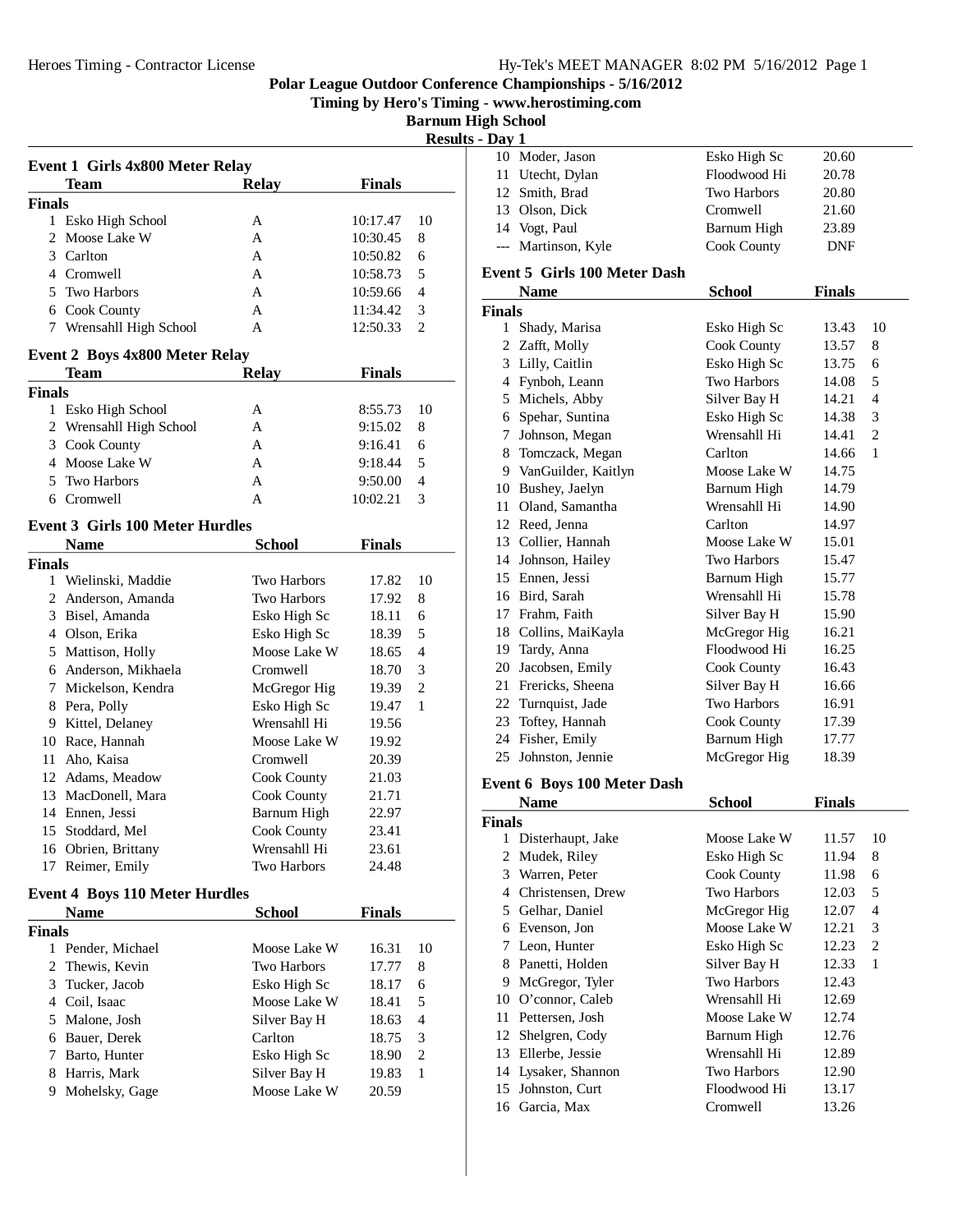# Polar League Outdoor Conference Championships - 5/16/2012

**Timing by Hero's Timing - www.herostiming.com**

**Barnum High School**

**Results - Day 1**

## Event 1 Girls 4x800 Meter Relay

| | Team | Relay | Finals | |
|---|---|---|---|---|
| **Finals** | | | | |
| 1 | Esko High School | A | 10:17.47 | 10 |
| 2 | Moose Lake W | A | 10:30.45 | 8 |
| 3 | Carlton | A | 10:50.82 | 6 |
| 4 | Cromwell | A | 10:58.73 | 5 |
| 5 | Two Harbors | A | 10:59.66 | 4 |
| 6 | Cook County | A | 11:34.42 | 3 |
| 7 | Wrensahll High School | A | 12:50.33 | 2 |

## Event 2 Boys 4x800 Meter Relay

| | Team | Relay | Finals | |
|---|---|---|---|---|
| **Finals** | | | | |
| 1 | Esko High School | A | 8:55.73 | 10 |
| 2 | Wrensahll High School | A | 9:15.02 | 8 |
| 3 | Cook County | A | 9:16.41 | 6 |
| 4 | Moose Lake W | A | 9:18.44 | 5 |
| 5 | Two Harbors | A | 9:50.00 | 4 |
| 6 | Cromwell | A | 10:02.21 | 3 |

## Event 3 Girls 100 Meter Hurdles

| | Name | School | Finals | |
|---|---|---|---|---|
| **Finals** | | | | |
| 1 | Wielinski, Maddie | Two Harbors | 17.82 | 10 |
| 2 | Anderson, Amanda | Two Harbors | 17.92 | 8 |
| 3 | Bisel, Amanda | Esko High Sc | 18.11 | 6 |
| 4 | Olson, Erika | Esko High Sc | 18.39 | 5 |
| 5 | Mattison, Holly | Moose Lake W | 18.65 | 4 |
| 6 | Anderson, Mikhaela | Cromwell | 18.70 | 3 |
| 7 | Mickelson, Kendra | McGregor Hig | 19.39 | 2 |
| 8 | Pera, Polly | Esko High Sc | 19.47 | 1 |
| 9 | Kittel, Delaney | Wrensahll Hi | 19.56 | |
| 10 | Race, Hannah | Moose Lake W | 19.92 | |
| 11 | Aho, Kaisa | Cromwell | 20.39 | |
| 12 | Adams, Meadow | Cook County | 21.03 | |
| 13 | MacDonell, Mara | Cook County | 21.71 | |
| 14 | Ennen, Jessi | Barnum High | 22.97 | |
| 15 | Stoddard, Mel | Cook County | 23.41 | |
| 16 | Obrien, Brittany | Wrensahll Hi | 23.61 | |
| 17 | Reimer, Emily | Two Harbors | 24.48 | |

## Event 4 Boys 110 Meter Hurdles

| | Name | School | Finals | |
|---|---|---|---|---|
| **Finals** | | | | |
| 1 | Pender, Michael | Moose Lake W | 16.31 | 10 |
| 2 | Thewis, Kevin | Two Harbors | 17.77 | 8 |
| 3 | Tucker, Jacob | Esko High Sc | 18.17 | 6 |
| 4 | Coil, Isaac | Moose Lake W | 18.41 | 5 |
| 5 | Malone, Josh | Silver Bay H | 18.63 | 4 |
| 6 | Bauer, Derek | Carlton | 18.75 | 3 |
| 7 | Barto, Hunter | Esko High Sc | 18.90 | 2 |
| 8 | Harris, Mark | Silver Bay H | 19.83 | 1 |
| 9 | Mohelsky, Gage | Moose Lake W | 20.59 | |
| 10 | Moder, Jason | Esko High Sc | 20.60 | |
| 11 | Utecht, Dylan | Floodwood Hi | 20.78 | |
| 12 | Smith, Brad | Two Harbors | 20.80 | |
| 13 | Olson, Dick | Cromwell | 21.60 | |
| 14 | Vogt, Paul | Barnum High | 23.89 | |
| --- | Martinson, Kyle | Cook County | DNF | |

## Event 5 Girls 100 Meter Dash

| | Name | School | Finals | |
|---|---|---|---|---|
| **Finals** | | | | |
| 1 | Shady, Marisa | Esko High Sc | 13.43 | 10 |
| 2 | Zafft, Molly | Cook County | 13.57 | 8 |
| 3 | Lilly, Caitlin | Esko High Sc | 13.75 | 6 |
| 4 | Fynboh, Leann | Two Harbors | 14.08 | 5 |
| 5 | Michels, Abby | Silver Bay H | 14.21 | 4 |
| 6 | Spehar, Suntina | Esko High Sc | 14.38 | 3 |
| 7 | Johnson, Megan | Wrensahll Hi | 14.41 | 2 |
| 8 | Tomczack, Megan | Carlton | 14.66 | 1 |
| 9 | VanGuilder, Kaitlyn | Moose Lake W | 14.75 | |
| 10 | Bushey, Jaelyn | Barnum High | 14.79 | |
| 11 | Oland, Samantha | Wrensahll Hi | 14.90 | |
| 12 | Reed, Jenna | Carlton | 14.97 | |
| 13 | Collier, Hannah | Moose Lake W | 15.01 | |
| 14 | Johnson, Hailey | Two Harbors | 15.47 | |
| 15 | Ennen, Jessi | Barnum High | 15.77 | |
| 16 | Bird, Sarah | Wrensahll Hi | 15.78 | |
| 17 | Frahm, Faith | Silver Bay H | 15.90 | |
| 18 | Collins, MaiKayla | McGregor Hig | 16.21 | |
| 19 | Tardy, Anna | Floodwood Hi | 16.25 | |
| 20 | Jacobsen, Emily | Cook County | 16.43 | |
| 21 | Frericks, Sheena | Silver Bay H | 16.66 | |
| 22 | Turnquist, Jade | Two Harbors | 16.91 | |
| 23 | Toftey, Hannah | Cook County | 17.39 | |
| 24 | Fisher, Emily | Barnum High | 17.77 | |
| 25 | Johnston, Jennie | McGregor Hig | 18.39 | |

## Event 6 Boys 100 Meter Dash

| | Name | School | Finals | |
|---|---|---|---|---|
| **Finals** | | | | |
| 1 | Disterhaupt, Jake | Moose Lake W | 11.57 | 10 |
| 2 | Mudek, Riley | Esko High Sc | 11.94 | 8 |
| 3 | Warren, Peter | Cook County | 11.98 | 6 |
| 4 | Christensen, Drew | Two Harbors | 12.03 | 5 |
| 5 | Gelhar, Daniel | McGregor Hig | 12.07 | 4 |
| 6 | Evenson, Jon | Moose Lake W | 12.21 | 3 |
| 7 | Leon, Hunter | Esko High Sc | 12.23 | 2 |
| 8 | Panetti, Holden | Silver Bay H | 12.33 | 1 |
| 9 | McGregor, Tyler | Two Harbors | 12.43 | |
| 10 | O'connor, Caleb | Wrensahll Hi | 12.69 | |
| 11 | Pettersen, Josh | Moose Lake W | 12.74 | |
| 12 | Shelgren, Cody | Barnum High | 12.76 | |
| 13 | Ellerbe, Jessie | Wrensahll Hi | 12.89 | |
| 14 | Lysaker, Shannon | Two Harbors | 12.90 | |
| 15 | Johnston, Curt | Floodwood Hi | 13.17 | |
| 16 | Garcia, Max | Cromwell | 13.26 | |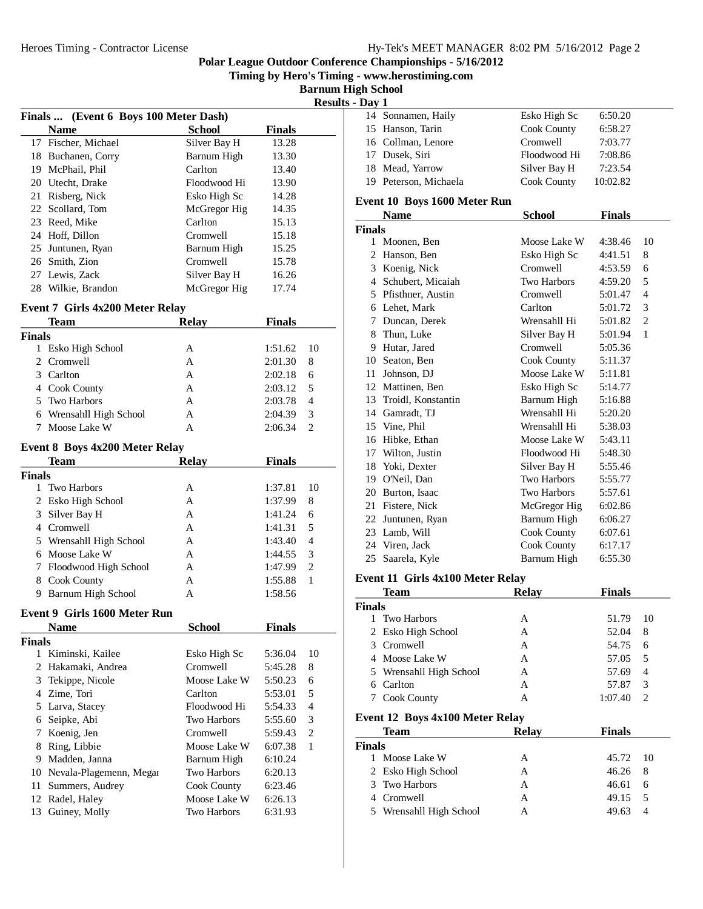**Polar League Outdoor Conference Championships - 5/16/2012**

**Timing by Hero's Timing - www.herostiming.com**

**Barnum High School**

**Results - Day 1**

### Finals ... (Event 6 Boys 100 Meter Dash)

| | Name | School | Finals | |
|---|---|---|---|---|
| 17 | Fischer, Michael | Silver Bay H | 13.28 | |
| 18 | Buchanen, Corry | Barnum High | 13.30 | |
| 19 | McPhail, Phil | Carlton | 13.40 | |
| 20 | Utecht, Drake | Floodwood Hi | 13.90 | |
| 21 | Risberg, Nick | Esko High Sc | 14.28 | |
| 22 | Scollard, Tom | McGregor Hig | 14.35 | |
| 23 | Reed, Mike | Carlton | 15.13 | |
| 24 | Hoff, Dillon | Cromwell | 15.18 | |
| 25 | Juntunen, Ryan | Barnum High | 15.25 | |
| 26 | Smith, Zion | Cromwell | 15.78 | |
| 27 | Lewis, Zack | Silver Bay H | 16.26 | |
| 28 | Wilkie, Brandon | McGregor Hig | 17.74 | |

### Event 7 Girls 4x200 Meter Relay

| | Team | Relay | Finals | |
|---|---|---|---|---|
| **Finals** | | | | |
| 1 | Esko High School | A | 1:51.62 | 10 |
| 2 | Cromwell | A | 2:01.30 | 8 |
| 3 | Carlton | A | 2:02.18 | 6 |
| 4 | Cook County | A | 2:03.12 | 5 |
| 5 | Two Harbors | A | 2:03.78 | 4 |
| 6 | Wrensahll High School | A | 2:04.39 | 3 |
| 7 | Moose Lake W | A | 2:06.34 | 2 |

### Event 8 Boys 4x200 Meter Relay

| | Team | Relay | Finals | |
|---|---|---|---|---|
| **Finals** | | | | |
| 1 | Two Harbors | A | 1:37.81 | 10 |
| 2 | Esko High School | A | 1:37.99 | 8 |
| 3 | Silver Bay H | A | 1:41.24 | 6 |
| 4 | Cromwell | A | 1:41.31 | 5 |
| 5 | Wrensahll High School | A | 1:43.40 | 4 |
| 6 | Moose Lake W | A | 1:44.55 | 3 |
| 7 | Floodwood High School | A | 1:47.99 | 2 |
| 8 | Cook County | A | 1:55.88 | 1 |
| 9 | Barnum High School | A | 1:58.56 | |

### Event 9 Girls 1600 Meter Run

| | Name | School | Finals | |
|---|---|---|---|---|
| **Finals** | | | | |
| 1 | Kiminski, Kailee | Esko High Sc | 5:36.04 | 10 |
| 2 | Hakamaki, Andrea | Cromwell | 5:45.28 | 8 |
| 3 | Tekippe, Nicole | Moose Lake W | 5:50.23 | 6 |
| 4 | Zime, Tori | Carlton | 5:53.01 | 5 |
| 5 | Larva, Stacey | Floodwood Hi | 5:54.33 | 4 |
| 6 | Seipke, Abi | Two Harbors | 5:55.60 | 3 |
| 7 | Koenig, Jen | Cromwell | 5:59.43 | 2 |
| 8 | Ring, Libbie | Moose Lake W | 6:07.38 | 1 |
| 9 | Madden, Janna | Barnum High | 6:10.24 | |
| 10 | Nevala-Plagemenn, Megan | Two Harbors | 6:20.13 | |
| 11 | Summers, Audrey | Cook County | 6:23.46 | |
| 12 | Radel, Haley | Moose Lake W | 6:26.13 | |
| 13 | Guiney, Molly | Two Harbors | 6:31.93 | |
| 14 | Sonnamen, Haily | Esko High Sc | 6:50.20 | |
| 15 | Hanson, Tarin | Cook County | 6:58.27 | |
| 16 | Collman, Lenore | Cromwell | 7:03.77 | |
| 17 | Dusek, Siri | Floodwood Hi | 7:08.86 | |
| 18 | Mead, Yarrow | Silver Bay H | 7:23.54 | |
| 19 | Peterson, Michaela | Cook County | 10:02.82 | |

### Event 10 Boys 1600 Meter Run

| | Name | School | Finals | |
|---|---|---|---|---|
| **Finals** | | | | |
| 1 | Moonen, Ben | Moose Lake W | 4:38.46 | 10 |
| 2 | Hanson, Ben | Esko High Sc | 4:41.51 | 8 |
| 3 | Koenig, Nick | Cromwell | 4:53.59 | 6 |
| 4 | Schubert, Micaiah | Two Harbors | 4:59.20 | 5 |
| 5 | Pfisthner, Austin | Cromwell | 5:01.47 | 4 |
| 6 | Lehet, Mark | Carlton | 5:01.72 | 3 |
| 7 | Duncan, Derek | Wrensahll Hi | 5:01.82 | 2 |
| 8 | Thun, Luke | Silver Bay H | 5:01.94 | 1 |
| 9 | Hutar, Jared | Cromwell | 5:05.36 | |
| 10 | Seaton, Ben | Cook County | 5:11.37 | |
| 11 | Johnson, DJ | Moose Lake W | 5:11.81 | |
| 12 | Mattinen, Ben | Esko High Sc | 5:14.77 | |
| 13 | Troidl, Konstantin | Barnum High | 5:16.88 | |
| 14 | Gamradt, TJ | Wrensahll Hi | 5:20.20 | |
| 15 | Vine, Phil | Wrensahll Hi | 5:38.03 | |
| 16 | Hibke, Ethan | Moose Lake W | 5:43.11 | |
| 17 | Wilton, Justin | Floodwood Hi | 5:48.30 | |
| 18 | Yoki, Dexter | Silver Bay H | 5:55.46 | |
| 19 | O'Neil, Dan | Two Harbors | 5:55.77 | |
| 20 | Burton, Isaac | Two Harbors | 5:57.61 | |
| 21 | Fistere, Nick | McGregor Hig | 6:02.86 | |
| 22 | Juntunen, Ryan | Barnum High | 6:06.27 | |
| 23 | Lamb, Will | Cook County | 6:07.61 | |
| 24 | Viren, Jack | Cook County | 6:17.17 | |
| 25 | Saarela, Kyle | Barnum High | 6:55.30 | |

### Event 11 Girls 4x100 Meter Relay

| | Team | Relay | Finals | |
|---|---|---|---|---|
| **Finals** | | | | |
| 1 | Two Harbors | A | 51.79 | 10 |
| 2 | Esko High School | A | 52.04 | 8 |
| 3 | Cromwell | A | 54.75 | 6 |
| 4 | Moose Lake W | A | 57.05 | 5 |
| 5 | Wrensahll High School | A | 57.69 | 4 |
| 6 | Carlton | A | 57.87 | 3 |
| 7 | Cook County | A | 1:07.40 | 2 |

### Event 12 Boys 4x100 Meter Relay

| | Team | Relay | Finals | |
|---|---|---|---|---|
| **Finals** | | | | |
| 1 | Moose Lake W | A | 45.72 | 10 |
| 2 | Esko High School | A | 46.26 | 8 |
| 3 | Two Harbors | A | 46.61 | 6 |
| 4 | Cromwell | A | 49.15 | 5 |
| 5 | Wrensahll High School | A | 49.63 | 4 |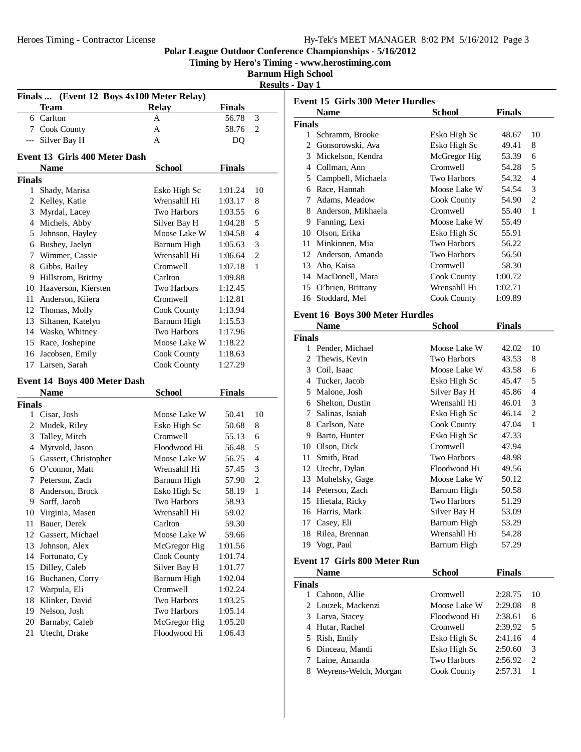# Polar League Outdoor Conference Championships - 5/16/2012

**Timing by Hero's Timing - www.herostiming.com**

**Barnum High School**

**Results - Day 1**

### Finals ... (Event 12 Boys 4x100 Meter Relay)

| | Team | Relay | Finals | |
|---|---|---|---|---|
| 6 | Carlton | A | 56.78 | 3 |
| 7 | Cook County | A | 58.76 | 2 |
| --- | Silver Bay H | A | DQ | |

### Event 13 Girls 400 Meter Dash

| | Name | School | Finals | |
|---|---|---|---|---|
| **Finals** | | | | |
| 1 | Shady, Marisa | Esko High Sc | 1:01.24 | 10 |
| 2 | Kelley, Katie | Wrensahll Hi | 1:03.17 | 8 |
| 3 | Myrdal, Lacey | Two Harbors | 1:03.55 | 6 |
| 4 | Michels, Abby | Silver Bay H | 1:04.28 | 5 |
| 5 | Johnson, Hayley | Moose Lake W | 1:04.58 | 4 |
| 6 | Bushey, Jaelyn | Barnum High | 1:05.63 | 3 |
| 7 | Wimmer, Cassie | Wrensahll Hi | 1:06.64 | 2 |
| 8 | Gibbs, Bailey | Cromwell | 1:07.18 | 1 |
| 9 | Hillstrom, Brittny | Carlton | 1:09.88 | |
| 10 | Haaverson, Kiersten | Two Harbors | 1:12.45 | |
| 11 | Anderson, Kiiera | Cromwell | 1:12.81 | |
| 12 | Thomas, Molly | Cook County | 1:13.94 | |
| 13 | Siltanen, Katelyn | Barnum High | 1:15.53 | |
| 14 | Wasko, Whitney | Two Harbors | 1:17.96 | |
| 15 | Race, Joshepine | Moose Lake W | 1:18.22 | |
| 16 | Jacobsen, Emily | Cook County | 1:18.63 | |
| 17 | Larsen, Sarah | Cook County | 1:27.29 | |

### Event 14 Boys 400 Meter Dash

| | Name | School | Finals | |
|---|---|---|---|---|
| **Finals** | | | | |
| 1 | Cisar, Josh | Moose Lake W | 50.41 | 10 |
| 2 | Mudek, Riley | Esko High Sc | 50.68 | 8 |
| 3 | Talley, Mitch | Cromwell | 55.13 | 6 |
| 4 | Myrvold, Jason | Floodwood Hi | 56.48 | 5 |
| 5 | Gassert, Christopher | Moose Lake W | 56.75 | 4 |
| 6 | O'connor, Matt | Wrensahll Hi | 57.45 | 3 |
| 7 | Peterson, Zach | Barnum High | 57.90 | 2 |
| 8 | Anderson, Brock | Esko High Sc | 58.19 | 1 |
| 9 | Sarff, Jacob | Two Harbors | 58.93 | |
| 10 | Virginia, Masen | Wrensahll Hi | 59.02 | |
| 11 | Bauer, Derek | Carlton | 59.30 | |
| 12 | Gassert, Michael | Moose Lake W | 59.66 | |
| 13 | Johnson, Alex | McGregor Hig | 1:01.56 | |
| 14 | Fortunato, Cy | Cook County | 1:01.74 | |
| 15 | Dilley, Caleb | Silver Bay H | 1:01.77 | |
| 16 | Buchanen, Corry | Barnum High | 1:02.04 | |
| 17 | Warpula, Eli | Cromwell | 1:02.24 | |
| 18 | Klinker, David | Two Harbors | 1:03.25 | |
| 19 | Nelson, Josh | Two Harbors | 1:05.14 | |
| 20 | Barnaby, Caleb | McGregor Hig | 1:05.20 | |
| 21 | Utecht, Drake | Floodwood Hi | 1:06.43 | |

### Event 15 Girls 300 Meter Hurdles

| | Name | School | Finals | |
|---|---|---|---|---|
| **Finals** | | | | |
| 1 | Schramm, Brooke | Esko High Sc | 48.67 | 10 |
| 2 | Gonsorowski, Ava | Esko High Sc | 49.41 | 8 |
| 3 | Mickelson, Kendra | McGregor Hig | 53.39 | 6 |
| 4 | Collman, Ann | Cromwell | 54.28 | 5 |
| 5 | Campbell, Michaela | Two Harbors | 54.32 | 4 |
| 6 | Race, Hannah | Moose Lake W | 54.54 | 3 |
| 7 | Adams, Meadow | Cook County | 54.90 | 2 |
| 8 | Anderson, Mikhaela | Cromwell | 55.40 | 1 |
| 9 | Fanning, Lexi | Moose Lake W | 55.49 | |
| 10 | Olson, Erika | Esko High Sc | 55.91 | |
| 11 | Minkinnen, Mia | Two Harbors | 56.22 | |
| 12 | Anderson, Amanda | Two Harbors | 56.50 | |
| 13 | Aho, Kaisa | Cromwell | 58.30 | |
| 14 | MacDonell, Mara | Cook County | 1:00.72 | |
| 15 | O'brien, Brittany | Wrensahll Hi | 1:02.71 | |
| 16 | Stoddard, Mel | Cook County | 1:09.89 | |

### Event 16 Boys 300 Meter Hurdles

| | Name | School | Finals | |
|---|---|---|---|---|
| **Finals** | | | | |
| 1 | Pender, Michael | Moose Lake W | 42.02 | 10 |
| 2 | Thewis, Kevin | Two Harbors | 43.53 | 8 |
| 3 | Coil, Isaac | Moose Lake W | 43.58 | 6 |
| 4 | Tucker, Jacob | Esko High Sc | 45.47 | 5 |
| 5 | Malone, Josh | Silver Bay H | 45.86 | 4 |
| 6 | Shelton, Dustin | Wrensahll Hi | 46.01 | 3 |
| 7 | Salinas, Isaiah | Esko High Sc | 46.14 | 2 |
| 8 | Carlson, Nate | Cook County | 47.04 | 1 |
| 9 | Barto, Hunter | Esko High Sc | 47.33 | |
| 10 | Olson, Dick | Cromwell | 47.94 | |
| 11 | Smith, Brad | Two Harbors | 48.98 | |
| 12 | Utecht, Dylan | Floodwood Hi | 49.56 | |
| 13 | Mohelsky, Gage | Moose Lake W | 50.12 | |
| 14 | Peterson, Zach | Barnum High | 50.58 | |
| 15 | Hietala, Ricky | Two Harbors | 51.29 | |
| 16 | Harris, Mark | Silver Bay H | 53.09 | |
| 17 | Casey, Eli | Barnum High | 53.29 | |
| 18 | Rilea, Brennan | Wrensahll Hi | 54.28 | |
| 19 | Vogt, Paul | Barnum High | 57.29 | |

### Event 17 Girls 800 Meter Run

| | Name | School | Finals | |
|---|---|---|---|---|
| **Finals** | | | | |
| 1 | Cahoon, Allie | Cromwell | 2:28.75 | 10 |
| 2 | Louzek, Mackenzi | Moose Lake W | 2:29.08 | 8 |
| 3 | Larva, Stacey | Floodwood Hi | 2:38.61 | 6 |
| 4 | Hutar, Rachel | Cromwell | 2:39.92 | 5 |
| 5 | Rish, Emily | Esko High Sc | 2:41.16 | 4 |
| 6 | Dinceau, Mandi | Esko High Sc | 2:50.60 | 3 |
| 7 | Laine, Amanda | Two Harbors | 2:56.92 | 2 |
| 8 | Weyrens-Welch, Morgan | Cook County | 2:57.31 | 1 |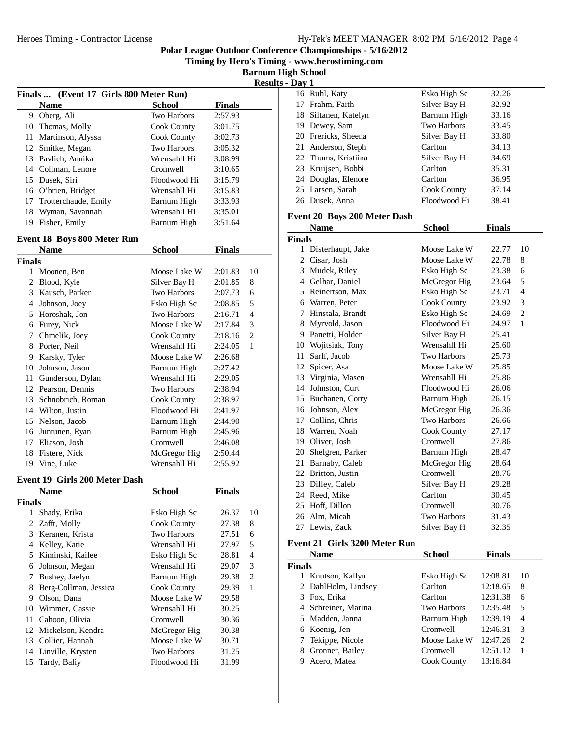## Polar League Outdoor Conference Championships - 5/16/2012

### Timing by Hero's Timing - www.herostiming.com

### Barnum High School

### Results - Day 1

### Finals ... (Event 17 Girls 800 Meter Run)

| | Name | School | Finals | |
|---|---|---|---|---|
| 9 | Oberg, Ali | Two Harbors | 2:57.93 | |
| 10 | Thomas, Molly | Cook County | 3:01.75 | |
| 11 | Martinson, Alyssa | Cook County | 3:02.73 | |
| 12 | Smitke, Megan | Two Harbors | 3:05.32 | |
| 13 | Pavlich, Annika | Wrensahll Hi | 3:08.99 | |
| 14 | Collman, Lenore | Cromwell | 3:10.65 | |
| 15 | Dusek, Siri | Floodwood Hi | 3:15.79 | |
| 16 | O'brien, Bridget | Wrensahll Hi | 3:15.83 | |
| 17 | Trotterchaude, Emily | Barnum High | 3:33.93 | |
| 18 | Wyman, Savannah | Wrensahll Hi | 3:35.01 | |
| 19 | Fisher, Emily | Barnum High | 3:51.64 | |

### Event 18 Boys 800 Meter Run

| | Name | School | Finals | |
|---|---|---|---|---|
| **Finals** | | | | |
| 1 | Moonen, Ben | Moose Lake W | 2:01.83 | 10 |
| 2 | Blood, Kyle | Silver Bay H | 2:01.85 | 8 |
| 3 | Kausch, Parker | Two Harbors | 2:07.73 | 6 |
| 4 | Johnson, Joey | Esko High Sc | 2:08.85 | 5 |
| 5 | Horoshak, Jon | Two Harbors | 2:16.71 | 4 |
| 6 | Furey, Nick | Moose Lake W | 2:17.84 | 3 |
| 7 | Chmelik, Joey | Cook County | 2:18.16 | 2 |
| 8 | Porter, Neil | Wrensahll Hi | 2:24.05 | 1 |
| 9 | Karsky, Tyler | Moose Lake W | 2:26.68 | |
| 10 | Johnson, Jason | Barnum High | 2:27.42 | |
| 11 | Gunderson, Dylan | Wrensahll Hi | 2:29.05 | |
| 12 | Pearson, Dennis | Two Harbors | 2:38.94 | |
| 13 | Schnobrich, Roman | Cook County | 2:38.97 | |
| 14 | Wilton, Justin | Floodwood Hi | 2:41.97 | |
| 15 | Nelson, Jacob | Barnum High | 2:44.90 | |
| 16 | Juntunen, Ryan | Barnum High | 2:45.96 | |
| 17 | Eliason, Josh | Cromwell | 2:46.08 | |
| 18 | Fistere, Nick | McGregor Hig | 2:50.44 | |
| 19 | Vine, Luke | Wrensahll Hi | 2:55.92 | |

### Event 19 Girls 200 Meter Dash

| | Name | School | Finals | |
|---|---|---|---|---|
| **Finals** | | | | |
| 1 | Shady, Erika | Esko High Sc | 26.37 | 10 |
| 2 | Zafft, Molly | Cook County | 27.38 | 8 |
| 3 | Keranen, Krista | Two Harbors | 27.51 | 6 |
| 4 | Kelley, Katie | Wrensahll Hi | 27.97 | 5 |
| 5 | Kiminski, Kailee | Esko High Sc | 28.81 | 4 |
| 6 | Johnson, Megan | Wrensahll Hi | 29.07 | 3 |
| 7 | Bushey, Jaelyn | Barnum High | 29.38 | 2 |
| 8 | Berg-Collman, Jessica | Cook County | 29.39 | 1 |
| 9 | Olson, Dana | Moose Lake W | 29.58 | |
| 10 | Wimmer, Cassie | Wrensahll Hi | 30.25 | |
| 11 | Cahoon, Olivia | Cromwell | 30.36 | |
| 12 | Mickelson, Kendra | McGregor Hig | 30.38 | |
| 13 | Collier, Hannah | Moose Lake W | 30.71 | |
| 14 | Linville, Krysten | Two Harbors | 31.25 | |
| 15 | Tardy, Baliy | Floodwood Hi | 31.99 | |
| 16 | Ruhl, Katy | Esko High Sc | 32.26 | |
| 17 | Frahm, Faith | Silver Bay H | 32.92 | |
| 18 | Siltanen, Katelyn | Barnum High | 33.16 | |
| 19 | Dewey, Sam | Two Harbors | 33.45 | |
| 20 | Frericks, Sheena | Silver Bay H | 33.80 | |
| 21 | Anderson, Steph | Carlton | 34.13 | |
| 22 | Thums, Kristiina | Silver Bay H | 34.69 | |
| 23 | Kruijsen, Bobbi | Carlton | 35.31 | |
| 24 | Douglas, Elenore | Carlton | 36.95 | |
| 25 | Larsen, Sarah | Cook County | 37.14 | |
| 26 | Dusek, Anna | Floodwood Hi | 38.41 | |

### Event 20 Boys 200 Meter Dash

| | Name | School | Finals | |
|---|---|---|---|---|
| **Finals** | | | | |
| 1 | Disterhaupt, Jake | Moose Lake W | 22.77 | 10 |
| 2 | Cisar, Josh | Moose Lake W | 22.78 | 8 |
| 3 | Mudek, Riley | Esko High Sc | 23.38 | 6 |
| 4 | Gelhar, Daniel | McGregor Hig | 23.64 | 5 |
| 5 | Reinertson, Max | Esko High Sc | 23.71 | 4 |
| 6 | Warren, Peter | Cook County | 23.92 | 3 |
| 7 | Hinstala, Brandt | Esko High Sc | 24.69 | 2 |
| 8 | Myrvold, Jason | Floodwood Hi | 24.97 | 1 |
| 9 | Panetti, Holden | Silver Bay H | 25.41 | |
| 10 | Wojitsiak, Tony | Wrensahll Hi | 25.60 | |
| 11 | Sarff, Jacob | Two Harbors | 25.73 | |
| 12 | Spicer, Asa | Moose Lake W | 25.85 | |
| 13 | Virginia, Masen | Wrensahll Hi | 25.86 | |
| 14 | Johnston, Curt | Floodwood Hi | 26.06 | |
| 15 | Buchanen, Corry | Barnum High | 26.15 | |
| 16 | Johnson, Alex | McGregor Hig | 26.36 | |
| 17 | Collins, Chris | Two Harbors | 26.66 | |
| 18 | Warren, Noah | Cook County | 27.17 | |
| 19 | Oliver, Josh | Cromwell | 27.86 | |
| 20 | Shelgren, Parker | Barnum High | 28.47 | |
| 21 | Barnaby, Caleb | McGregor Hig | 28.64 | |
| 22 | Britton, Justin | Cromwell | 28.76 | |
| 23 | Dilley, Caleb | Silver Bay H | 29.28 | |
| 24 | Reed, Mike | Carlton | 30.45 | |
| 25 | Hoff, Dillon | Cromwell | 30.76 | |
| 26 | Alm, Micah | Two Harbors | 31.43 | |
| 27 | Lewis, Zack | Silver Bay H | 32.35 | |

### Event 21 Girls 3200 Meter Run

| | Name | School | Finals | |
|---|---|---|---|---|
| **Finals** | | | | |
| 1 | Knutson, Kallyn | Esko High Sc | 12:08.81 | 10 |
| 2 | DahlHolm, Lindsey | Carlton | 12:18.65 | 8 |
| 3 | Fox, Erika | Carlton | 12:31.38 | 6 |
| 4 | Schreiner, Marina | Two Harbors | 12:35.48 | 5 |
| 5 | Madden, Janna | Barnum High | 12:39.19 | 4 |
| 6 | Koenig, Jen | Cromwell | 12:46.31 | 3 |
| 7 | Tekippe, Nicole | Moose Lake W | 12:47.26 | 2 |
| 8 | Gronner, Bailey | Cromwell | 12:51.12 | 1 |
| 9 | Acero, Matea | Cook County | 13:16.84 | |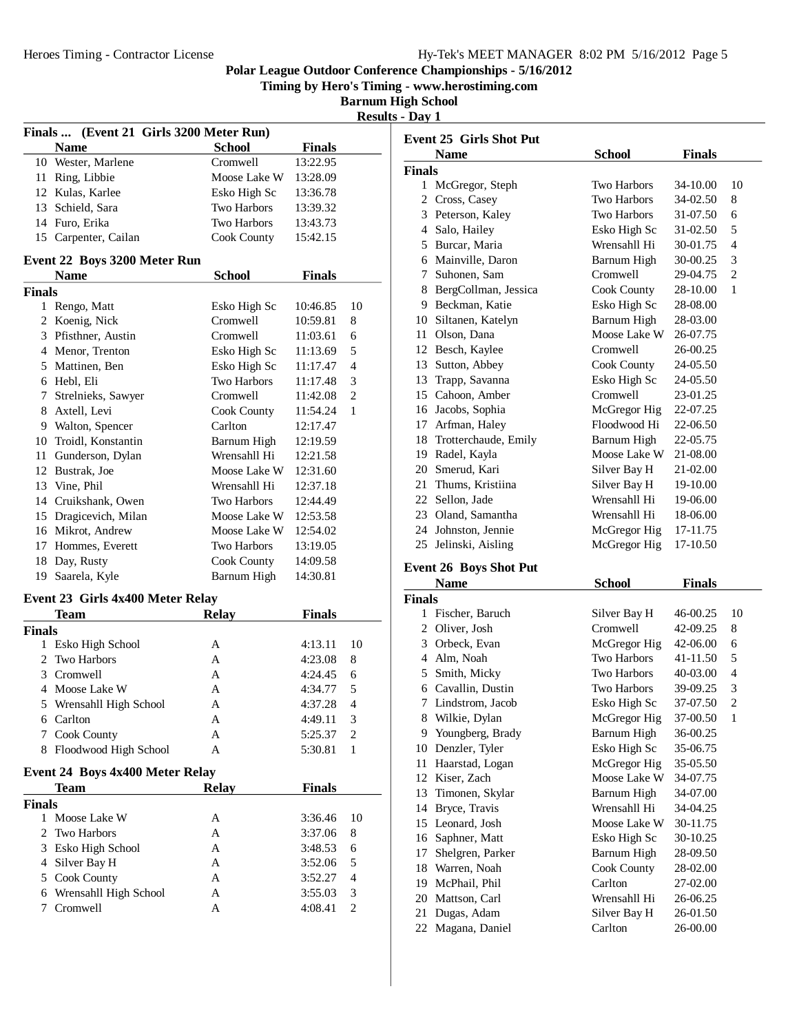## Polar League Outdoor Conference Championships - 5/16/2012

### Timing by Hero's Timing - www.herostiming.com

### Barnum High School

### Results - Day 1

**Finals ... (Event 21 Girls 3200 Meter Run)**

| | Name | School | Finals | |
|---|---|---|---|---|
| 10 | Wester, Marlene | Cromwell | 13:22.95 | |
| 11 | Ring, Libbie | Moose Lake W | 13:28.09 | |
| 12 | Kulas, Karlee | Esko High Sc | 13:36.78 | |
| 13 | Schield, Sara | Two Harbors | 13:39.32 | |
| 14 | Furo, Erika | Two Harbors | 13:43.73 | |
| 15 | Carpenter, Cailan | Cook County | 15:42.15 | |

**Event 22 Boys 3200 Meter Run**

| | Name | School | Finals | |
|---|---|---|---|---|
| **Finals** | | | | |
| 1 | Rengo, Matt | Esko High Sc | 10:46.85 | 10 |
| 2 | Koenig, Nick | Cromwell | 10:59.81 | 8 |
| 3 | Pfisthner, Austin | Cromwell | 11:03.61 | 6 |
| 4 | Menor, Trenton | Esko High Sc | 11:13.69 | 5 |
| 5 | Mattinen, Ben | Esko High Sc | 11:17.47 | 4 |
| 6 | Hebl, Eli | Two Harbors | 11:17.48 | 3 |
| 7 | Strelnieks, Sawyer | Cromwell | 11:42.08 | 2 |
| 8 | Axtell, Levi | Cook County | 11:54.24 | 1 |
| 9 | Walton, Spencer | Carlton | 12:17.47 | |
| 10 | Troidl, Konstantin | Barnum High | 12:19.59 | |
| 11 | Gunderson, Dylan | Wrensahll Hi | 12:21.58 | |
| 12 | Bustrak, Joe | Moose Lake W | 12:31.60 | |
| 13 | Vine, Phil | Wrensahll Hi | 12:37.18 | |
| 14 | Cruikshank, Owen | Two Harbors | 12:44.49 | |
| 15 | Dragicevich, Milan | Moose Lake W | 12:53.58 | |
| 16 | Mikrot, Andrew | Moose Lake W | 12:54.02 | |
| 17 | Hommes, Everett | Two Harbors | 13:19.05 | |
| 18 | Day, Rusty | Cook County | 14:09.58 | |
| 19 | Saarela, Kyle | Barnum High | 14:30.81 | |

**Event 23 Girls 4x400 Meter Relay**

| | Team | Relay | Finals | |
|---|---|---|---|---|
| **Finals** | | | | |
| 1 | Esko High School | A | 4:13.11 | 10 |
| 2 | Two Harbors | A | 4:23.08 | 8 |
| 3 | Cromwell | A | 4:24.45 | 6 |
| 4 | Moose Lake W | A | 4:34.77 | 5 |
| 5 | Wrensahll High School | A | 4:37.28 | 4 |
| 6 | Carlton | A | 4:49.11 | 3 |
| 7 | Cook County | A | 5:25.37 | 2 |
| 8 | Floodwood High School | A | 5:30.81 | 1 |

**Event 24 Boys 4x400 Meter Relay**

| | Team | Relay | Finals | |
|---|---|---|---|---|
| **Finals** | | | | |
| 1 | Moose Lake W | A | 3:36.46 | 10 |
| 2 | Two Harbors | A | 3:37.06 | 8 |
| 3 | Esko High School | A | 3:48.53 | 6 |
| 4 | Silver Bay H | A | 3:52.06 | 5 |
| 5 | Cook County | A | 3:52.27 | 4 |
| 6 | Wrensahll High School | A | 3:55.03 | 3 |
| 7 | Cromwell | A | 4:08.41 | 2 |

**Event 25 Girls Shot Put**

| | Name | School | Finals | |
|---|---|---|---|---|
| **Finals** | | | | |
| 1 | McGregor, Steph | Two Harbors | 34-10.00 | 10 |
| 2 | Cross, Casey | Two Harbors | 34-02.50 | 8 |
| 3 | Peterson, Kaley | Two Harbors | 31-07.50 | 6 |
| 4 | Salo, Hailey | Esko High Sc | 31-02.50 | 5 |
| 5 | Burcar, Maria | Wrensahll Hi | 30-01.75 | 4 |
| 6 | Mainville, Daron | Barnum High | 30-00.25 | 3 |
| 7 | Suhonen, Sam | Cromwell | 29-04.75 | 2 |
| 8 | BergCollman, Jessica | Cook County | 28-10.00 | 1 |
| 9 | Beckman, Katie | Esko High Sc | 28-08.00 | |
| 10 | Siltanen, Katelyn | Barnum High | 28-03.00 | |
| 11 | Olson, Dana | Moose Lake W | 26-07.75 | |
| 12 | Besch, Kaylee | Cromwell | 26-00.25 | |
| 13 | Sutton, Abbey | Cook County | 24-05.50 | |
| 13 | Trapp, Savanna | Esko High Sc | 24-05.50 | |
| 15 | Cahoon, Amber | Cromwell | 23-01.25 | |
| 16 | Jacobs, Sophia | McGregor Hig | 22-07.25 | |
| 17 | Arfman, Haley | Floodwood Hi | 22-06.50 | |
| 18 | Trotterchaude, Emily | Barnum High | 22-05.75 | |
| 19 | Radel, Kayla | Moose Lake W | 21-08.00 | |
| 20 | Smerud, Kari | Silver Bay H | 21-02.00 | |
| 21 | Thums, Kristiina | Silver Bay H | 19-10.00 | |
| 22 | Sellon, Jade | Wrensahll Hi | 19-06.00 | |
| 23 | Oland, Samantha | Wrensahll Hi | 18-06.00 | |
| 24 | Johnston, Jennie | McGregor Hig | 17-11.75 | |
| 25 | Jelinski, Aisling | McGregor Hig | 17-10.50 | |

**Event 26 Boys Shot Put**

| | Name | School | Finals | |
|---|---|---|---|---|
| **Finals** | | | | |
| 1 | Fischer, Baruch | Silver Bay H | 46-00.25 | 10 |
| 2 | Oliver, Josh | Cromwell | 42-09.25 | 8 |
| 3 | Orbeck, Evan | McGregor Hig | 42-06.00 | 6 |
| 4 | Alm, Noah | Two Harbors | 41-11.50 | 5 |
| 5 | Smith, Micky | Two Harbors | 40-03.00 | 4 |
| 6 | Cavallin, Dustin | Two Harbors | 39-09.25 | 3 |
| 7 | Lindstrom, Jacob | Esko High Sc | 37-07.50 | 2 |
| 8 | Wilkie, Dylan | McGregor Hig | 37-00.50 | 1 |
| 9 | Youngberg, Brady | Barnum High | 36-00.25 | |
| 10 | Denzler, Tyler | Esko High Sc | 35-06.75 | |
| 11 | Haarstad, Logan | McGregor Hig | 35-05.50 | |
| 12 | Kiser, Zach | Moose Lake W | 34-07.75 | |
| 13 | Timonen, Skylar | Barnum High | 34-07.00 | |
| 14 | Bryce, Travis | Wrensahll Hi | 34-04.25 | |
| 15 | Leonard, Josh | Moose Lake W | 30-11.75 | |
| 16 | Saphner, Matt | Esko High Sc | 30-10.25 | |
| 17 | Shelgren, Parker | Barnum High | 28-09.50 | |
| 18 | Warren, Noah | Cook County | 28-02.00 | |
| 19 | McPhail, Phil | Carlton | 27-02.00 | |
| 20 | Mattson, Carl | Wrensahll Hi | 26-06.25 | |
| 21 | Dugas, Adam | Silver Bay H | 26-01.50 | |
| 22 | Magana, Daniel | Carlton | 26-00.00 | |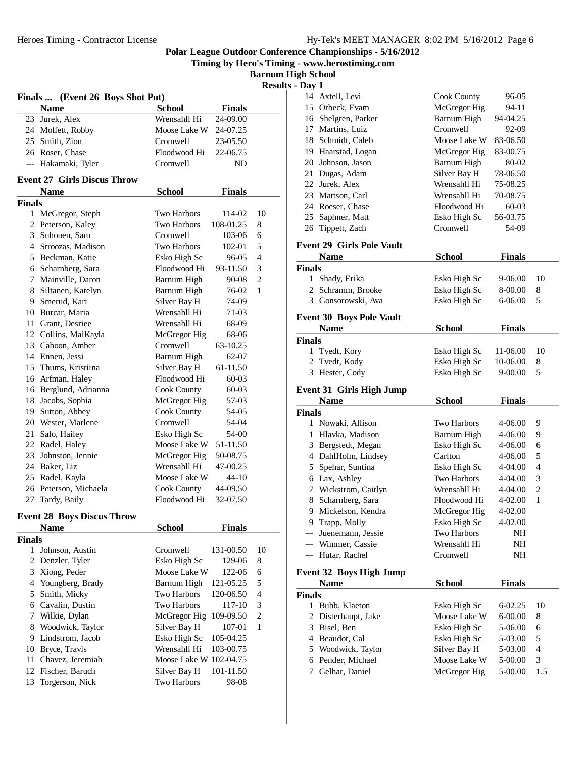## Polar League Outdoor Conference Championships - 5/16/2012

### Timing by Hero's Timing - www.herostiming.com

### Barnum High School

### Results - Day 1

**Finals ... (Event 26 Boys Shot Put)**

| | Name | School | Finals | |
|---|---|---|---|---|
| 23 | Jurek, Alex | Wrensahll Hi | 24-09.00 | |
| 24 | Moffett, Robby | Moose Lake W | 24-07.25 | |
| 25 | Smith, Zion | Cromwell | 23-05.50 | |
| 26 | Roser, Chase | Floodwood Hi | 22-06.75 | |
| --- | Hakamaki, Tyler | Cromwell | ND | |

**Event 27 Girls Discus Throw**

| | Name | School | Finals | |
|---|---|---|---|---|
| **Finals** | | | | |
| 1 | McGregor, Steph | Two Harbors | 114-02 | 10 |
| 2 | Peterson, Kaley | Two Harbors | 108-01.25 | 8 |
| 3 | Suhonen, Sam | Cromwell | 103-06 | 6 |
| 4 | Stroozas, Madison | Two Harbors | 102-01 | 5 |
| 5 | Beckman, Katie | Esko High Sc | 96-05 | 4 |
| 6 | Scharnberg, Sara | Floodwood Hi | 93-11.50 | 3 |
| 7 | Mainville, Daron | Barnum High | 90-08 | 2 |
| 8 | Siltanen, Katelyn | Barnum High | 76-02 | 1 |
| 9 | Smerud, Kari | Silver Bay H | 74-09 | |
| 10 | Burcar, Maria | Wrensahll Hi | 71-03 | |
| 11 | Grant, Desriee | Wrensahll Hi | 68-09 | |
| 12 | Collins, MaiKayla | McGregor Hig | 68-06 | |
| 13 | Cahoon, Amber | Cromwell | 63-10.25 | |
| 14 | Ennen, Jessi | Barnum High | 62-07 | |
| 15 | Thums, Kristiina | Silver Bay H | 61-11.50 | |
| 16 | Arfman, Haley | Floodwood Hi | 60-03 | |
| 16 | Berglund, Adrianna | Cook County | 60-03 | |
| 18 | Jacobs, Sophia | McGregor Hig | 57-03 | |
| 19 | Sutton, Abbey | Cook County | 54-05 | |
| 20 | Wester, Marlene | Cromwell | 54-04 | |
| 21 | Salo, Hailey | Esko High Sc | 54-00 | |
| 22 | Radel, Haley | Moose Lake W | 51-11.50 | |
| 23 | Johnston, Jennie | McGregor Hig | 50-08.75 | |
| 24 | Baker, Liz | Wrensahll Hi | 47-00.25 | |
| 25 | Radel, Kayla | Moose Lake W | 44-10 | |
| 26 | Peterson, Michaela | Cook County | 44-09.50 | |
| 27 | Tardy, Baily | Floodwood Hi | 32-07.50 | |

**Event 28 Boys Discus Throw**

| | Name | School | Finals | |
|---|---|---|---|---|
| **Finals** | | | | |
| 1 | Johnson, Austin | Cromwell | 131-00.50 | 10 |
| 2 | Denzler, Tyler | Esko High Sc | 129-06 | 8 |
| 3 | Xiong, Peder | Moose Lake W | 122-06 | 6 |
| 4 | Youngberg, Brady | Barnum High | 121-05.25 | 5 |
| 5 | Smith, Micky | Two Harbors | 120-06.50 | 4 |
| 6 | Cavalin, Dustin | Two Harbors | 117-10 | 3 |
| 7 | Wilkie, Dylan | McGregor Hig | 109-09.50 | 2 |
| 8 | Woodwick, Taylor | Silver Bay H | 107-01 | 1 |
| 9 | Lindstrom, Jacob | Esko High Sc | 105-04.25 | |
| 10 | Bryce, Travis | Wrensahll Hi | 103-00.75 | |
| 11 | Chavez, Jeremiah | Moose Lake W | 102-04.75 | |
| 12 | Fischer, Baruch | Silver Bay H | 101-11.50 | |
| 13 | Torgerson, Nick | Two Harbors | 98-08 | |
| 14 | Axtell, Levi | Cook County | 96-05 | |
| 15 | Orbeck, Evam | McGregor Hig | 94-11 | |
| 16 | Shelgren, Parker | Barnum High | 94-04.25 | |
| 17 | Martins, Luiz | Cromwell | 92-09 | |
| 18 | Schmidt, Caleb | Moose Lake W | 83-06.50 | |
| 19 | Haarstad, Logan | McGregor Hig | 83-00.75 | |
| 20 | Johnson, Jason | Barnum High | 80-02 | |
| 21 | Dugas, Adam | Silver Bay H | 78-06.50 | |
| 22 | Jurek, Alex | Wrensahll Hi | 75-08.25 | |
| 23 | Mattson, Carl | Wrensahll Hi | 70-08.75 | |
| 24 | Roeser, Chase | Floodwood Hi | 60-03 | |
| 25 | Saphner, Matt | Esko High Sc | 56-03.75 | |
| 26 | Tippett, Zach | Cromwell | 54-09 | |

**Event 29 Girls Pole Vault**

| | Name | School | Finals | |
|---|---|---|---|---|
| **Finals** | | | | |
| 1 | Shady, Erika | Esko High Sc | 9-06.00 | 10 |
| 2 | Schramm, Brooke | Esko High Sc | 8-00.00 | 8 |
| 3 | Gonsorowski, Ava | Esko High Sc | 6-06.00 | 5 |

**Event 30 Boys Pole Vault**

| | Name | School | Finals | |
|---|---|---|---|---|
| **Finals** | | | | |
| 1 | Tvedt, Kory | Esko High Sc | 11-06.00 | 10 |
| 2 | Tvedt, Kody | Esko High Sc | 10-06.00 | 8 |
| 3 | Hester, Cody | Esko High Sc | 9-00.00 | 5 |

**Event 31 Girls High Jump**

| | Name | School | Finals | |
|---|---|---|---|---|
| **Finals** | | | | |
| 1 | Nowaki, Allison | Two Harbors | 4-06.00 | 9 |
| 1 | Hlavka, Madison | Barnum High | 4-06.00 | 9 |
| 3 | Bergstedt, Megan | Esko High Sc | 4-06.00 | 6 |
| 4 | DahlHolm, Lindsey | Carlton | 4-06.00 | 5 |
| 5 | Spehar, Suntina | Esko High Sc | 4-04.00 | 4 |
| 6 | Lax, Ashley | Two Harbors | 4-04.00 | 3 |
| 7 | Wickstrom, Caitlyn | Wrensahll Hi | 4-04.00 | 2 |
| 8 | Scharnberg, Sara | Floodwood Hi | 4-02.00 | 1 |
| 9 | Mickelson, Kendra | McGregor Hig | 4-02.00 | |
| 9 | Trapp, Molly | Esko High Sc | 4-02.00 | |
| --- | Juenemann, Jessie | Two Harbors | NH | |
| --- | Wimmer, Cassie | Wrensahll Hi | NH | |
| --- | Hutar, Rachel | Cromwell | NH | |

**Event 32 Boys High Jump**

| | Name | School | Finals | |
|---|---|---|---|---|
| **Finals** | | | | |
| 1 | Bubb, Klaeton | Esko High Sc | 6-02.25 | 10 |
| 2 | Disterhaupt, Jake | Moose Lake W | 6-00.00 | 8 |
| 3 | Bisel, Ben | Esko High Sc | 5-06.00 | 6 |
| 4 | Beaudot, Cal | Esko High Sc | 5-03.00 | 5 |
| 5 | Woodwick, Taylor | Silver Bay H | 5-03.00 | 4 |
| 6 | Pender, Michael | Moose Lake W | 5-00.00 | 3 |
| 7 | Gelhar, Daniel | McGregor Hig | 5-00.00 | 1.5 |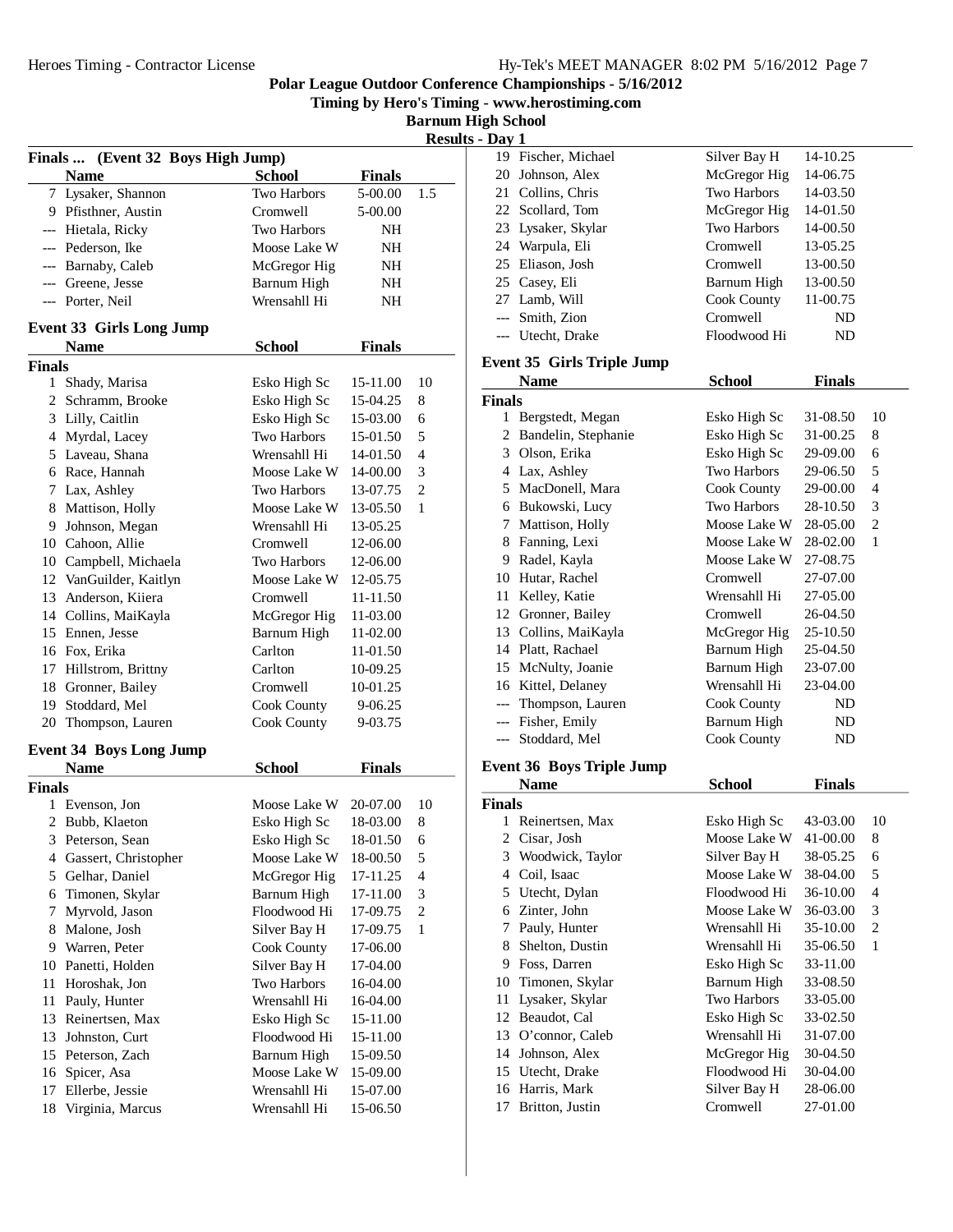**Polar League Outdoor Conference Championships - 5/16/2012**

**Timing by Hero's Timing - www.herostiming.com**

**Barnum High School**

**Results - Day 1**

### Finals ... (Event 32 Boys High Jump)

| | Name | School | Finals | |
|---|---|---|---|---|
| 7 | Lysaker, Shannon | Two Harbors | 5-00.00 | 1.5 |
| 9 | Pfisthner, Austin | Cromwell | 5-00.00 | |
| --- | Hietala, Ricky | Two Harbors | NH | |
| --- | Pederson, Ike | Moose Lake W | NH | |
| --- | Barnaby, Caleb | McGregor Hig | NH | |
| --- | Greene, Jesse | Barnum High | NH | |
| --- | Porter, Neil | Wrensahll Hi | NH | |

### Event 33 Girls Long Jump

| | Name | School | Finals | |
|---|---|---|---|---|
| **Finals** | | | | |
| 1 | Shady, Marisa | Esko High Sc | 15-11.00 | 10 |
| 2 | Schramm, Brooke | Esko High Sc | 15-04.25 | 8 |
| 3 | Lilly, Caitlin | Esko High Sc | 15-03.00 | 6 |
| 4 | Myrdal, Lacey | Two Harbors | 15-01.50 | 5 |
| 5 | Laveau, Shana | Wrensahll Hi | 14-01.50 | 4 |
| 6 | Race, Hannah | Moose Lake W | 14-00.00 | 3 |
| 7 | Lax, Ashley | Two Harbors | 13-07.75 | 2 |
| 8 | Mattison, Holly | Moose Lake W | 13-05.50 | 1 |
| 9 | Johnson, Megan | Wrensahll Hi | 13-05.25 | |
| 10 | Cahoon, Allie | Cromwell | 12-06.00 | |
| 10 | Campbell, Michaela | Two Harbors | 12-06.00 | |
| 12 | VanGuilder, Kaitlyn | Moose Lake W | 12-05.75 | |
| 13 | Anderson, Kiiera | Cromwell | 11-11.50 | |
| 14 | Collins, MaiKayla | McGregor Hig | 11-03.00 | |
| 15 | Ennen, Jesse | Barnum High | 11-02.00 | |
| 16 | Fox, Erika | Carlton | 11-01.50 | |
| 17 | Hillstrom, Brittny | Carlton | 10-09.25 | |
| 18 | Gronner, Bailey | Cromwell | 10-01.25 | |
| 19 | Stoddard, Mel | Cook County | 9-06.25 | |
| 20 | Thompson, Lauren | Cook County | 9-03.75 | |

### Event 34 Boys Long Jump

| | Name | School | Finals | |
|---|---|---|---|---|
| **Finals** | | | | |
| 1 | Evenson, Jon | Moose Lake W | 20-07.00 | 10 |
| 2 | Bubb, Klaeton | Esko High Sc | 18-03.00 | 8 |
| 3 | Peterson, Sean | Esko High Sc | 18-01.50 | 6 |
| 4 | Gassert, Christopher | Moose Lake W | 18-00.50 | 5 |
| 5 | Gelhar, Daniel | McGregor Hig | 17-11.25 | 4 |
| 6 | Timonen, Skylar | Barnum High | 17-11.00 | 3 |
| 7 | Myrvold, Jason | Floodwood Hi | 17-09.75 | 2 |
| 8 | Malone, Josh | Silver Bay H | 17-09.75 | 1 |
| 9 | Warren, Peter | Cook County | 17-06.00 | |
| 10 | Panetti, Holden | Silver Bay H | 17-04.00 | |
| 11 | Horoshak, Jon | Two Harbors | 16-04.00 | |
| 11 | Pauly, Hunter | Wrensahll Hi | 16-04.00 | |
| 13 | Reinertsen, Max | Esko High Sc | 15-11.00 | |
| 13 | Johnston, Curt | Floodwood Hi | 15-11.00 | |
| 15 | Peterson, Zach | Barnum High | 15-09.50 | |
| 16 | Spicer, Asa | Moose Lake W | 15-09.00 | |
| 17 | Ellerbe, Jessie | Wrensahll Hi | 15-07.00 | |
| 18 | Virginia, Marcus | Wrensahll Hi | 15-06.50 | |
| 19 | Fischer, Michael | Silver Bay H | 14-10.25 | |
| 20 | Johnson, Alex | McGregor Hig | 14-06.75 | |
| 21 | Collins, Chris | Two Harbors | 14-03.50 | |
| 22 | Scollard, Tom | McGregor Hig | 14-01.50 | |
| 23 | Lysaker, Skylar | Two Harbors | 14-00.50 | |
| 24 | Warpula, Eli | Cromwell | 13-05.25 | |
| 25 | Eliason, Josh | Cromwell | 13-00.50 | |
| 25 | Casey, Eli | Barnum High | 13-00.50 | |
| 27 | Lamb, Will | Cook County | 11-00.75 | |
| --- | Smith, Zion | Cromwell | ND | |
| --- | Utecht, Drake | Floodwood Hi | ND | |

### Event 35 Girls Triple Jump

| | Name | School | Finals | |
|---|---|---|---|---|
| **Finals** | | | | |
| 1 | Bergstedt, Megan | Esko High Sc | 31-08.50 | 10 |
| 2 | Bandelin, Stephanie | Esko High Sc | 31-00.25 | 8 |
| 3 | Olson, Erika | Esko High Sc | 29-09.00 | 6 |
| 4 | Lax, Ashley | Two Harbors | 29-06.50 | 5 |
| 5 | MacDonell, Mara | Cook County | 29-00.00 | 4 |
| 6 | Bukowski, Lucy | Two Harbors | 28-10.50 | 3 |
| 7 | Mattison, Holly | Moose Lake W | 28-05.00 | 2 |
| 8 | Fanning, Lexi | Moose Lake W | 28-02.00 | 1 |
| 9 | Radel, Kayla | Moose Lake W | 27-08.75 | |
| 10 | Hutar, Rachel | Cromwell | 27-07.00 | |
| 11 | Kelley, Katie | Wrensahll Hi | 27-05.00 | |
| 12 | Gronner, Bailey | Cromwell | 26-04.50 | |
| 13 | Collins, MaiKayla | McGregor Hig | 25-10.50 | |
| 14 | Platt, Rachael | Barnum High | 25-04.50 | |
| 15 | McNulty, Joanie | Barnum High | 23-07.00 | |
| 16 | Kittel, Delaney | Wrensahll Hi | 23-04.00 | |
| --- | Thompson, Lauren | Cook County | ND | |
| --- | Fisher, Emily | Barnum High | ND | |
| --- | Stoddard, Mel | Cook County | ND | |

### Event 36 Boys Triple Jump

| | Name | School | Finals | |
|---|---|---|---|---|
| **Finals** | | | | |
| 1 | Reinertsen, Max | Esko High Sc | 43-03.00 | 10 |
| 2 | Cisar, Josh | Moose Lake W | 41-00.00 | 8 |
| 3 | Woodwick, Taylor | Silver Bay H | 38-05.25 | 6 |
| 4 | Coil, Isaac | Moose Lake W | 38-04.00 | 5 |
| 5 | Utecht, Dylan | Floodwood Hi | 36-10.00 | 4 |
| 6 | Zinter, John | Moose Lake W | 36-03.00 | 3 |
| 7 | Pauly, Hunter | Wrensahll Hi | 35-10.00 | 2 |
| 8 | Shelton, Dustin | Wrensahll Hi | 35-06.50 | 1 |
| 9 | Foss, Darren | Esko High Sc | 33-11.00 | |
| 10 | Timonen, Skylar | Barnum High | 33-08.50 | |
| 11 | Lysaker, Skylar | Two Harbors | 33-05.00 | |
| 12 | Beaudot, Cal | Esko High Sc | 33-02.50 | |
| 13 | O'connor, Caleb | Wrensahll Hi | 31-07.00 | |
| 14 | Johnson, Alex | McGregor Hig | 30-04.50 | |
| 15 | Utecht, Drake | Floodwood Hi | 30-04.00 | |
| 16 | Harris, Mark | Silver Bay H | 28-06.00 | |
| 17 | Britton, Justin | Cromwell | 27-01.00 | |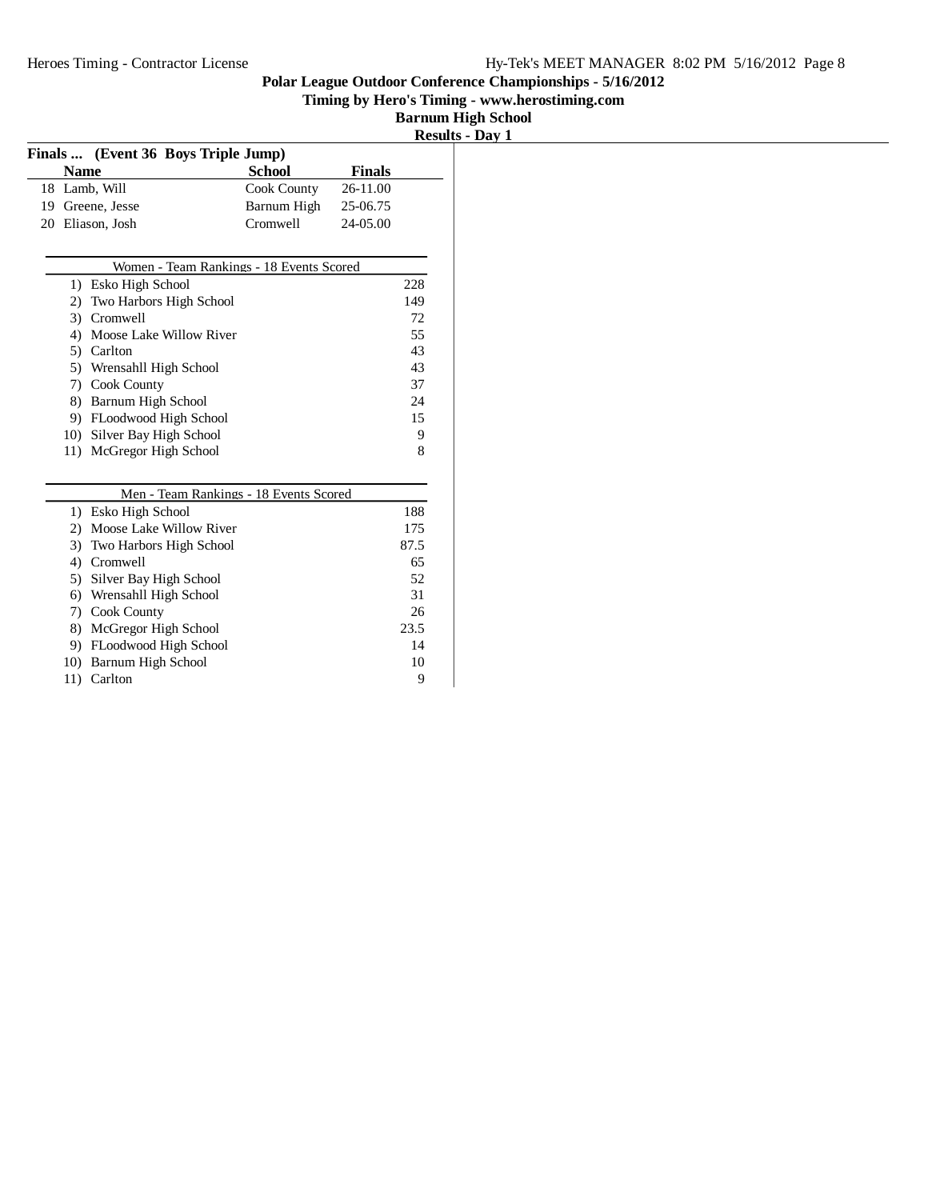## Polar League Outdoor Conference Championships - 5/16/2012

**Timing by Hero's Timing - www.herostiming.com**

**Barnum High School**

**Results - Day 1**

### Finals ... (Event 36 Boys Triple Jump)

| | Name | School | Finals |
|---|---|---|---|
| 18 | Lamb, Will | Cook County | 26-11.00 |
| 19 | Greene, Jesse | Barnum High | 25-06.75 |
| 20 | Eliason, Josh | Cromwell | 24-05.00 |

### Women - Team Rankings - 18 Events Scored

| | | |
|---|---|---|
| 1) | Esko High School | 228 |
| 2) | Two Harbors High School | 149 |
| 3) | Cromwell | 72 |
| 4) | Moose Lake Willow River | 55 |
| 5) | Carlton | 43 |
| 5) | Wrensahll High School | 43 |
| 7) | Cook County | 37 |
| 8) | Barnum High School | 24 |
| 9) | FLoodwood High School | 15 |
| 10) | Silver Bay High School | 9 |
| 11) | McGregor High School | 8 |

### Men - Team Rankings - 18 Events Scored

| | | |
|---|---|---|
| 1) | Esko High School | 188 |
| 2) | Moose Lake Willow River | 175 |
| 3) | Two Harbors High School | 87.5 |
| 4) | Cromwell | 65 |
| 5) | Silver Bay High School | 52 |
| 6) | Wrensahll High School | 31 |
| 7) | Cook County | 26 |
| 8) | McGregor High School | 23.5 |
| 9) | FLoodwood High School | 14 |
| 10) | Barnum High School | 10 |
| 11) | Carlton | 9 |